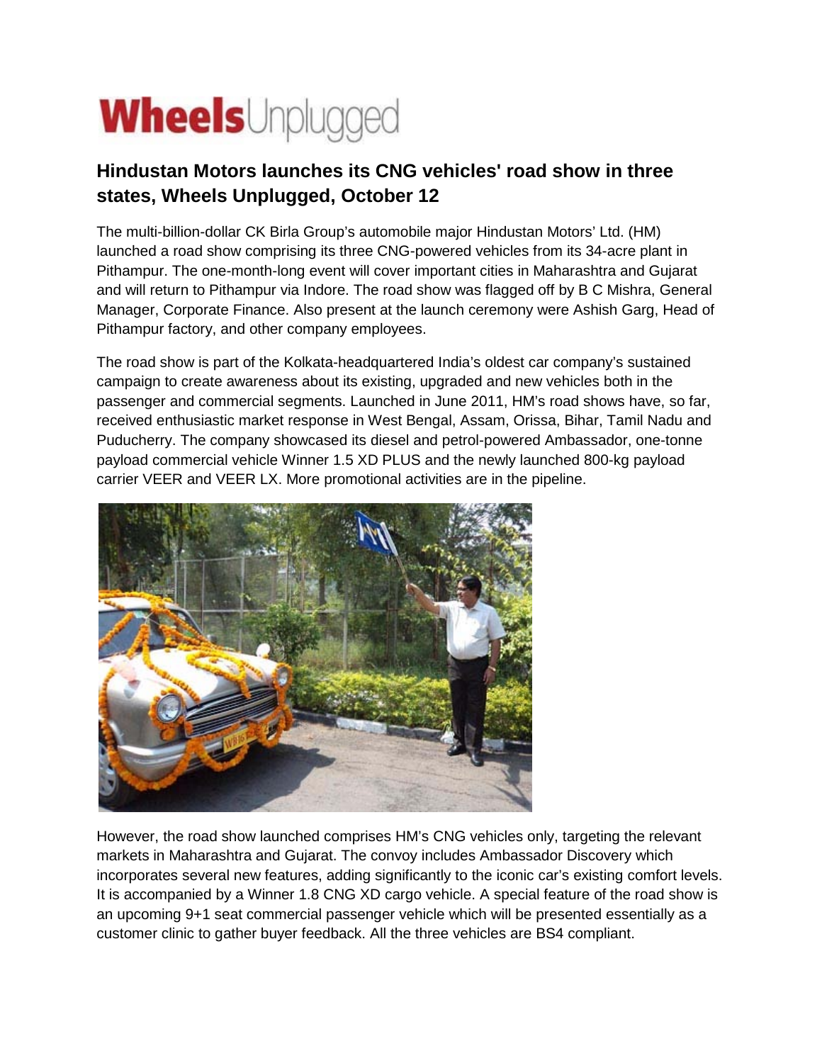# WheelsUnplugged

## Hindustan Motors launches its CNG vehicles' road show in three states, Wheels Unplugged, October 12

The multi-billion-dollar CK Birla Group's automobile major Hindustan Motors' Ltd. (HM) launched a road show comprising its three CNG-powered vehicles from its 34-acre plant in Pithampur. The one-month-long event will cover important cities in Maharashtra and Gujarat and will return to Pithampur via Indore. The road show was flagged off by B C Mishra, General Manager, Corporate Finance. Also present at the launch ceremony were Ashish Garg, Head of Pithampur factory, and other company employees.

The road show is part of the Kolkata-headquartered India's oldest car company's sustained campaign to create awareness about its existing, upgraded and new vehicles both in the passenger and commercial segments. Launched in June 2011, HM's road shows have, so far, received enthusiastic market response in West Bengal, Assam, Orissa, Bihar, Tamil Nadu and Puducherry. The company showcased its diesel and petrol-powered Ambassador, one-tonne payload commercial vehicle Winner 1.5 XD PLUS and the newly launched 800-kg payload carrier VEER and VEER LX. More promotional activities are in the pipeline.

However, the road show launched comprises HM's CNG vehicles only, targeting the relevant markets in Maharashtra and Gujarat. The convoy includes Ambassador Discovery which incorporates several new features, adding significantly to the iconic car's existing comfort levels. It is accompanied by a Winner 1.8 CNG XD cargo vehicle. A special feature of the road show is an upcoming 9+1 seat commercial passenger vehicle which will be presented essentially as a customer clinic to gather buyer feedback. All the three vehicles are BS4 compliant.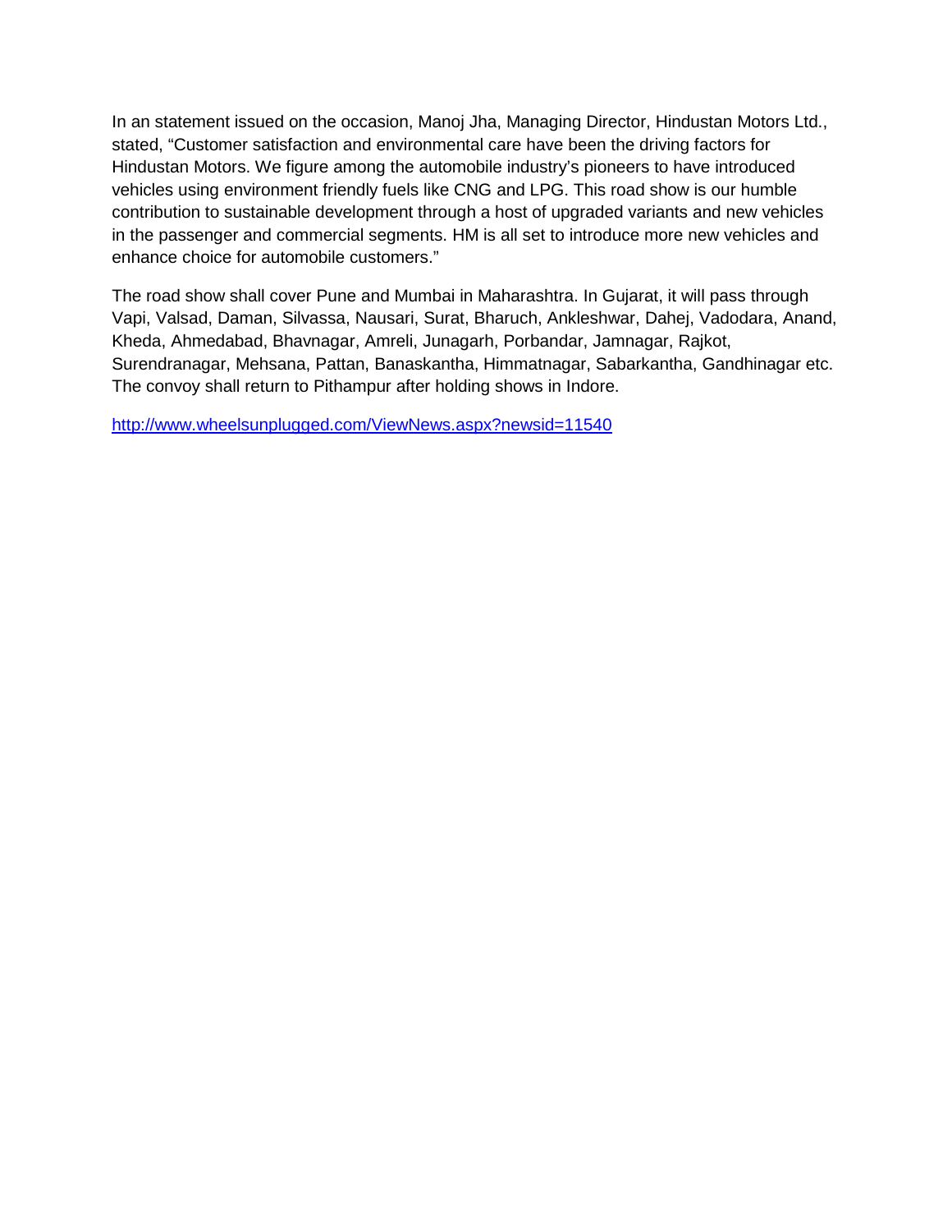In an statement issued on the occasion, Manoj Jha, Managing Director, Hindustan Motors Ltd., stated, “Customer satisfaction and environmental care have been the driving factors for Hindustan Motors. We figure among the automobile industry’s pioneers to have introduced vehicles using environment friendly fuels like CNG and LPG. This road show is our humble contribution to sustainable development through a host of upgraded variants and new vehicles in the passenger and commercial segments. HM is all set to introduce more new vehicles and enhance choice for automobile customers.”

The road show shall cover Pune and Mumbai in Maharashtra. In Gujarat, it will pass through Vapi, Valsad, Daman, Silvassa, Nausari, Surat, Bharuch, Ankleshwar, Dahej, Vadodara, Anand, Kheda, Ahmedabad, Bhavnagar, Amreli, Junagarh, Porbandar, Jamnagar, Rajkot, Surendranagar, Mehsana, Pattan, Banaskantha, Himmatnagar, Sabarkantha, Gandhinagar etc. The convoy shall return to Pithampur after holding shows in Indore.

http://www.wheelsunplugged.com/ViewNews.aspx?newsid=11540